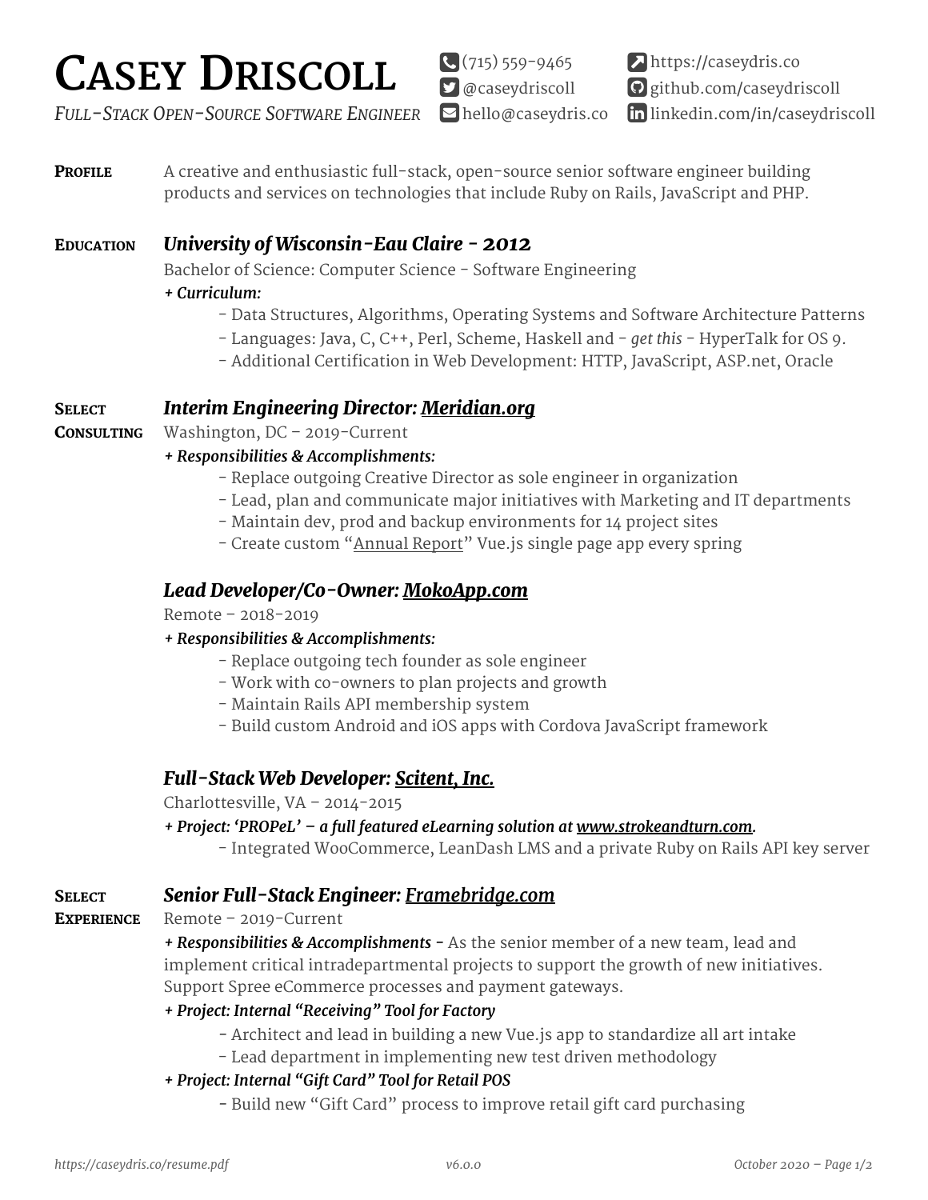# Casey Driscoll

*Full-Stack Open-Source Software Engineer*

(715) 559-9465
@caseydriscoll
hello@caseydris.co
https://caseydris.co
github.com/caseydriscoll
linkedin.com/in/caseydriscoll

## Profile

A creative and enthusiastic full-stack, open-source senior software engineer building products and services on technologies that include Ruby on Rails, JavaScript and PHP.

## Education

### *University of Wisconsin-Eau Claire - 2012*

Bachelor of Science: Computer Science - Software Engineering

*+ Curriculum:*

- Data Structures, Algorithms, Operating Systems and Software Architecture Patterns
- Languages: Java, C, C++, Perl, Scheme, Haskell and - *get this* - HyperTalk for OS 9.
- Additional Certification in Web Development: HTTP, JavaScript, ASP.net, Oracle

## Select Consulting

### *Interim Engineering Director: Meridian.org*

Washington, DC – 2019-Current

*+ Responsibilities & Accomplishments:*

- Replace outgoing Creative Director as sole engineer in organization
- Lead, plan and communicate major initiatives with Marketing and IT departments
- Maintain dev, prod and backup environments for 14 project sites
- Create custom "Annual Report" Vue.js single page app every spring

### *Lead Developer/Co-Owner: MokoApp.com*

Remote – 2018-2019

*+ Responsibilities & Accomplishments:*

- Replace outgoing tech founder as sole engineer
- Work with co-owners to plan projects and growth
- Maintain Rails API membership system
- Build custom Android and iOS apps with Cordova JavaScript framework

### *Full-Stack Web Developer: Scitent, Inc.*

Charlottesville, VA – 2014-2015

*+ Project: 'PROPeL' – a full featured eLearning solution at www.strokeandturn.com.*

- Integrated WooCommerce, LeanDash LMS and a private Ruby on Rails API key server

## Select Experience

### *Senior Full-Stack Engineer: Framebridge.com*

Remote – 2019-Current

***+ Responsibilities & Accomplishments*** - As the senior member of a new team, lead and implement critical intradepartmental projects to support the growth of new initiatives. Support Spree eCommerce processes and payment gateways.

*+ Project: Internal "Receiving" Tool for Factory*

- Architect and lead in building a new Vue.js app to standardize all art intake
- Lead department in implementing new test driven methodology

*+ Project: Internal "Gift Card" Tool for Retail POS*

- Build new "Gift Card" process to improve retail gift card purchasing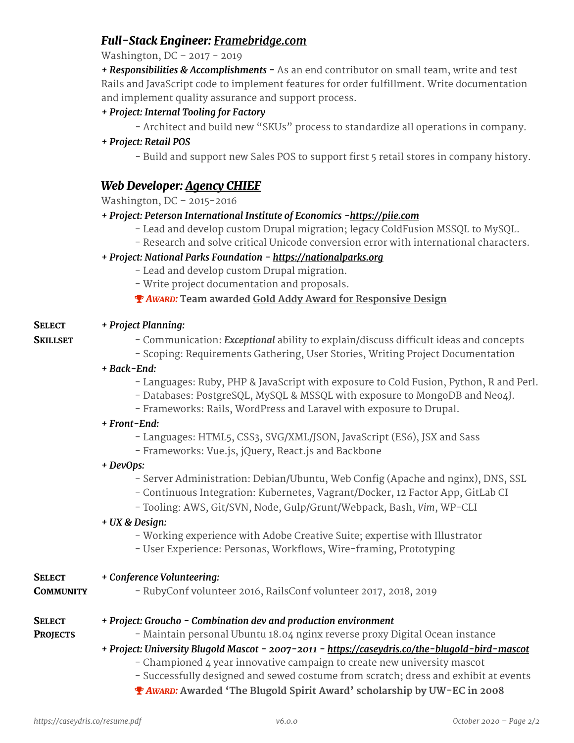### *Full-Stack Engineer: Framebridge.com*

Washington, DC – 2017 - 2019

***+ Responsibilities & Accomplishments*** - As an end contributor on small team, write and test Rails and JavaScript code to implement features for order fulfillment. Write documentation and implement quality assurance and support process.

***+ Project: Internal Tooling for Factory***

- Architect and build new "SKUs" process to standardize all operations in company.

***+ Project: Retail POS***

- Build and support new Sales POS to support first 5 retail stores in company history.

### *Web Developer: Agency CHIEF*

Washington, DC – 2015-2016

***+ Project: Peterson International Institute of Economics -https://piie.com***

- Lead and develop custom Drupal migration; legacy ColdFusion MSSQL to MySQL.
- Research and solve critical Unicode conversion error with international characters.

***+ Project: National Parks Foundation - https://nationalparks.org***

- Lead and develop custom Drupal migration.
- Write project documentation and proposals.

🏆 ***AWARD:*** **Team awarded Gold Addy Award for Responsive Design**

## SELECT SKILLSET

***+ Project Planning:***

- Communication: ***Exceptional*** ability to explain/discuss difficult ideas and concepts
- Scoping: Requirements Gathering, User Stories, Writing Project Documentation

***+ Back-End:***

- Languages: Ruby, PHP & JavaScript with exposure to Cold Fusion, Python, R and Perl.
- Databases: PostgreSQL, MySQL & MSSQL with exposure to MongoDB and Neo4J.
- Frameworks: Rails, WordPress and Laravel with exposure to Drupal.

***+ Front-End:***

- Languages: HTML5, CSS3, SVG/XML/JSON, JavaScript (ES6), JSX and Sass
- Frameworks: Vue.js, jQuery, React.js and Backbone

***+ DevOps:***

- Server Administration: Debian/Ubuntu, Web Config (Apache and nginx), DNS, SSL
- Continuous Integration: Kubernetes, Vagrant/Docker, 12 Factor App, GitLab CI
- Tooling: AWS, Git/SVN, Node, Gulp/Grunt/Webpack, Bash, *Vim*, WP-CLI

***+ UX & Design:***

- Working experience with Adobe Creative Suite; expertise with Illustrator
- User Experience: Personas, Workflows, Wire-framing, Prototyping

## SELECT COMMUNITY

***+ Conference Volunteering:***

- RubyConf volunteer 2016, RailsConf volunteer 2017, 2018, 2019

## SELECT PROJECTS

***+ Project: Groucho - Combination dev and production environment***

- Maintain personal Ubuntu 18.04 nginx reverse proxy Digital Ocean instance

***+ Project: University Blugold Mascot - 2007-2011 - https://caseydris.co/the-blugold-bird-mascot***

- Championed 4 year innovative campaign to create new university mascot
- Successfully designed and sewed costume from scratch; dress and exhibit at events

🏆 ***AWARD:*** **Awarded 'The Blugold Spirit Award' scholarship by UW-EC in 2008**